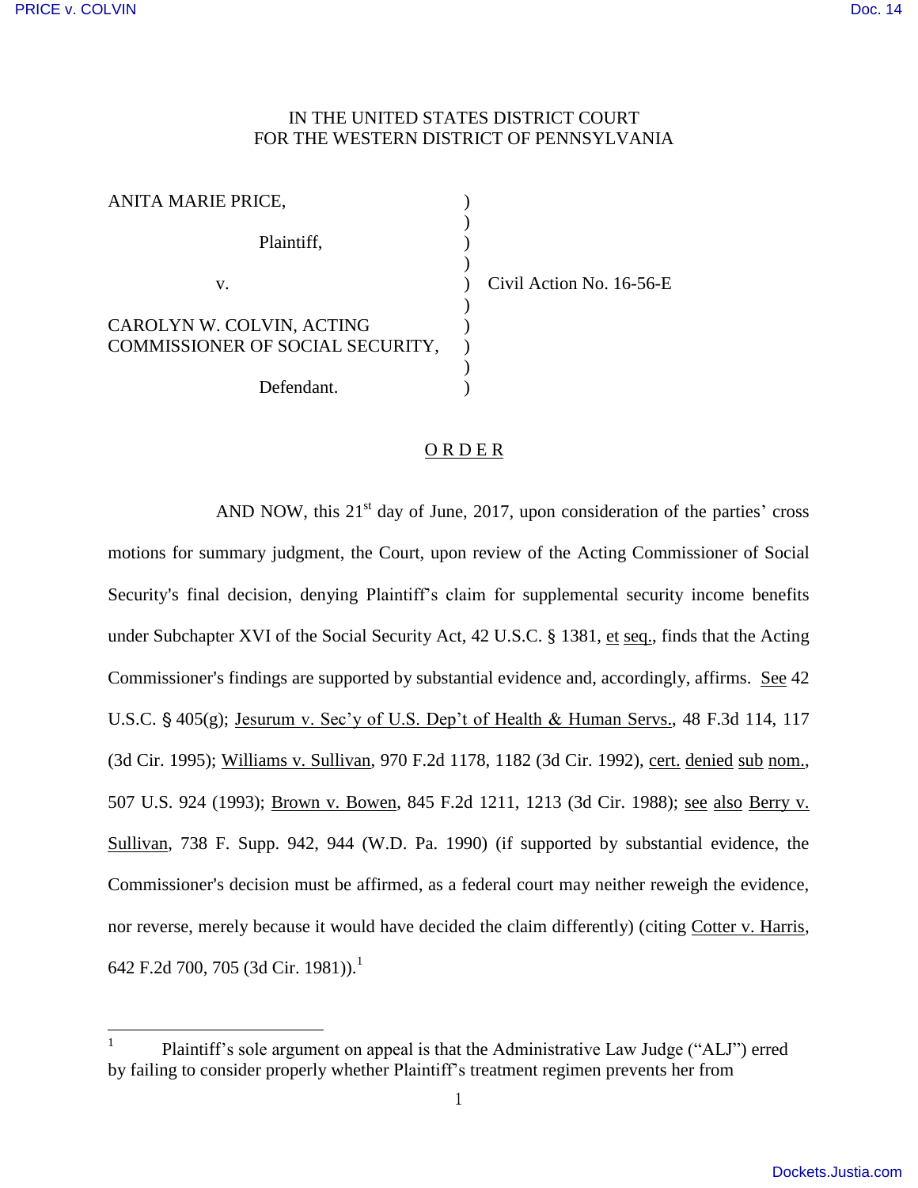IN THE UNITED STATES DISTRICT COURT
FOR THE WESTERN DISTRICT OF PENNSYLVANIA

ANITA MARIE PRICE,

Plaintiff,

v.

CAROLYN W. COLVIN, ACTING COMMISSIONER OF SOCIAL SECURITY,

Defendant.

Civil Action No. 16-56-E

## O R D E R

AND NOW, this 21st day of June, 2017, upon consideration of the parties' cross motions for summary judgment, the Court, upon review of the Acting Commissioner of Social Security's final decision, denying Plaintiff's claim for supplemental security income benefits under Subchapter XVI of the Social Security Act, 42 U.S.C. § 1381, et seq., finds that the Acting Commissioner's findings are supported by substantial evidence and, accordingly, affirms. See 42 U.S.C. § 405(g); Jesurum v. Sec'y of U.S. Dep't of Health & Human Servs., 48 F.3d 114, 117 (3d Cir. 1995); Williams v. Sullivan, 970 F.2d 1178, 1182 (3d Cir. 1992), cert. denied sub nom., 507 U.S. 924 (1993); Brown v. Bowen, 845 F.2d 1211, 1213 (3d Cir. 1988); see also Berry v. Sullivan, 738 F. Supp. 942, 944 (W.D. Pa. 1990) (if supported by substantial evidence, the Commissioner's decision must be affirmed, as a federal court may neither reweigh the evidence, nor reverse, merely because it would have decided the claim differently) (citing Cotter v. Harris, 642 F.2d 700, 705 (3d Cir. 1981)).[1]

[1] Plaintiff's sole argument on appeal is that the Administrative Law Judge ("ALJ") erred by failing to consider properly whether Plaintiff's treatment regimen prevents her from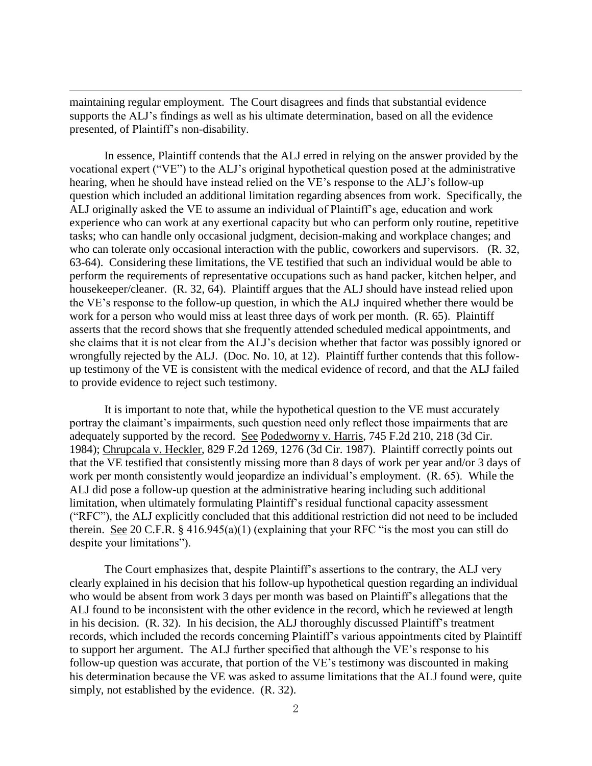maintaining regular employment. The Court disagrees and finds that substantial evidence supports the ALJ's findings as well as his ultimate determination, based on all the evidence presented, of Plaintiff's non-disability.

In essence, Plaintiff contends that the ALJ erred in relying on the answer provided by the vocational expert ("VE") to the ALJ's original hypothetical question posed at the administrative hearing, when he should have instead relied on the VE's response to the ALJ's follow-up question which included an additional limitation regarding absences from work. Specifically, the ALJ originally asked the VE to assume an individual of Plaintiff's age, education and work experience who can work at any exertional capacity but who can perform only routine, repetitive tasks; who can handle only occasional judgment, decision-making and workplace changes; and who can tolerate only occasional interaction with the public, coworkers and supervisors. (R. 32, 63-64). Considering these limitations, the VE testified that such an individual would be able to perform the requirements of representative occupations such as hand packer, kitchen helper, and housekeeper/cleaner. (R. 32, 64). Plaintiff argues that the ALJ should have instead relied upon the VE's response to the follow-up question, in which the ALJ inquired whether there would be work for a person who would miss at least three days of work per month. (R. 65). Plaintiff asserts that the record shows that she frequently attended scheduled medical appointments, and she claims that it is not clear from the ALJ's decision whether that factor was possibly ignored or wrongfully rejected by the ALJ. (Doc. No. 10, at 12). Plaintiff further contends that this follow-up testimony of the VE is consistent with the medical evidence of record, and that the ALJ failed to provide evidence to reject such testimony.

It is important to note that, while the hypothetical question to the VE must accurately portray the claimant's impairments, such question need only reflect those impairments that are adequately supported by the record. See Podedworny v. Harris, 745 F.2d 210, 218 (3d Cir. 1984); Chrupcala v. Heckler, 829 F.2d 1269, 1276 (3d Cir. 1987). Plaintiff correctly points out that the VE testified that consistently missing more than 8 days of work per year and/or 3 days of work per month consistently would jeopardize an individual's employment. (R. 65). While the ALJ did pose a follow-up question at the administrative hearing including such additional limitation, when ultimately formulating Plaintiff's residual functional capacity assessment ("RFC"), the ALJ explicitly concluded that this additional restriction did not need to be included therein. See 20 C.F.R. § 416.945(a)(1) (explaining that your RFC "is the most you can still do despite your limitations").

The Court emphasizes that, despite Plaintiff's assertions to the contrary, the ALJ very clearly explained in his decision that his follow-up hypothetical question regarding an individual who would be absent from work 3 days per month was based on Plaintiff's allegations that the ALJ found to be inconsistent with the other evidence in the record, which he reviewed at length in his decision. (R. 32). In his decision, the ALJ thoroughly discussed Plaintiff's treatment records, which included the records concerning Plaintiff's various appointments cited by Plaintiff to support her argument. The ALJ further specified that although the VE's response to his follow-up question was accurate, that portion of the VE's testimony was discounted in making his determination because the VE was asked to assume limitations that the ALJ found were, quite simply, not established by the evidence. (R. 32).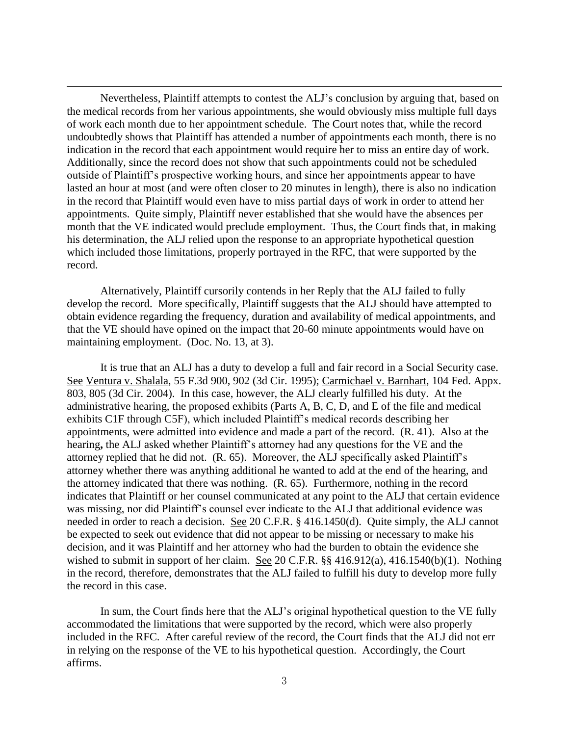Nevertheless, Plaintiff attempts to contest the ALJ's conclusion by arguing that, based on the medical records from her various appointments, she would obviously miss multiple full days of work each month due to her appointment schedule. The Court notes that, while the record undoubtedly shows that Plaintiff has attended a number of appointments each month, there is no indication in the record that each appointment would require her to miss an entire day of work. Additionally, since the record does not show that such appointments could not be scheduled outside of Plaintiff's prospective working hours, and since her appointments appear to have lasted an hour at most (and were often closer to 20 minutes in length), there is also no indication in the record that Plaintiff would even have to miss partial days of work in order to attend her appointments. Quite simply, Plaintiff never established that she would have the absences per month that the VE indicated would preclude employment. Thus, the Court finds that, in making his determination, the ALJ relied upon the response to an appropriate hypothetical question which included those limitations, properly portrayed in the RFC, that were supported by the record.

Alternatively, Plaintiff cursorily contends in her Reply that the ALJ failed to fully develop the record. More specifically, Plaintiff suggests that the ALJ should have attempted to obtain evidence regarding the frequency, duration and availability of medical appointments, and that the VE should have opined on the impact that 20-60 minute appointments would have on maintaining employment. (Doc. No. 13, at 3).

It is true that an ALJ has a duty to develop a full and fair record in a Social Security case. See Ventura v. Shalala, 55 F.3d 900, 902 (3d Cir. 1995); Carmichael v. Barnhart, 104 Fed. Appx. 803, 805 (3d Cir. 2004). In this case, however, the ALJ clearly fulfilled his duty. At the administrative hearing, the proposed exhibits (Parts A, B, C, D, and E of the file and medical exhibits C1F through C5F), which included Plaintiff's medical records describing her appointments, were admitted into evidence and made a part of the record. (R. 41). Also at the hearing**,** the ALJ asked whether Plaintiff's attorney had any questions for the VE and the attorney replied that he did not. (R. 65). Moreover, the ALJ specifically asked Plaintiff's attorney whether there was anything additional he wanted to add at the end of the hearing, and the attorney indicated that there was nothing. (R. 65). Furthermore, nothing in the record indicates that Plaintiff or her counsel communicated at any point to the ALJ that certain evidence was missing, nor did Plaintiff's counsel ever indicate to the ALJ that additional evidence was needed in order to reach a decision. See 20 C.F.R. § 416.1450(d). Quite simply, the ALJ cannot be expected to seek out evidence that did not appear to be missing or necessary to make his decision, and it was Plaintiff and her attorney who had the burden to obtain the evidence she wished to submit in support of her claim. See 20 C.F.R. §§ 416.912(a), 416.1540(b)(1). Nothing in the record, therefore, demonstrates that the ALJ failed to fulfill his duty to develop more fully the record in this case.

In sum, the Court finds here that the ALJ's original hypothetical question to the VE fully accommodated the limitations that were supported by the record, which were also properly included in the RFC. After careful review of the record, the Court finds that the ALJ did not err in relying on the response of the VE to his hypothetical question. Accordingly, the Court affirms.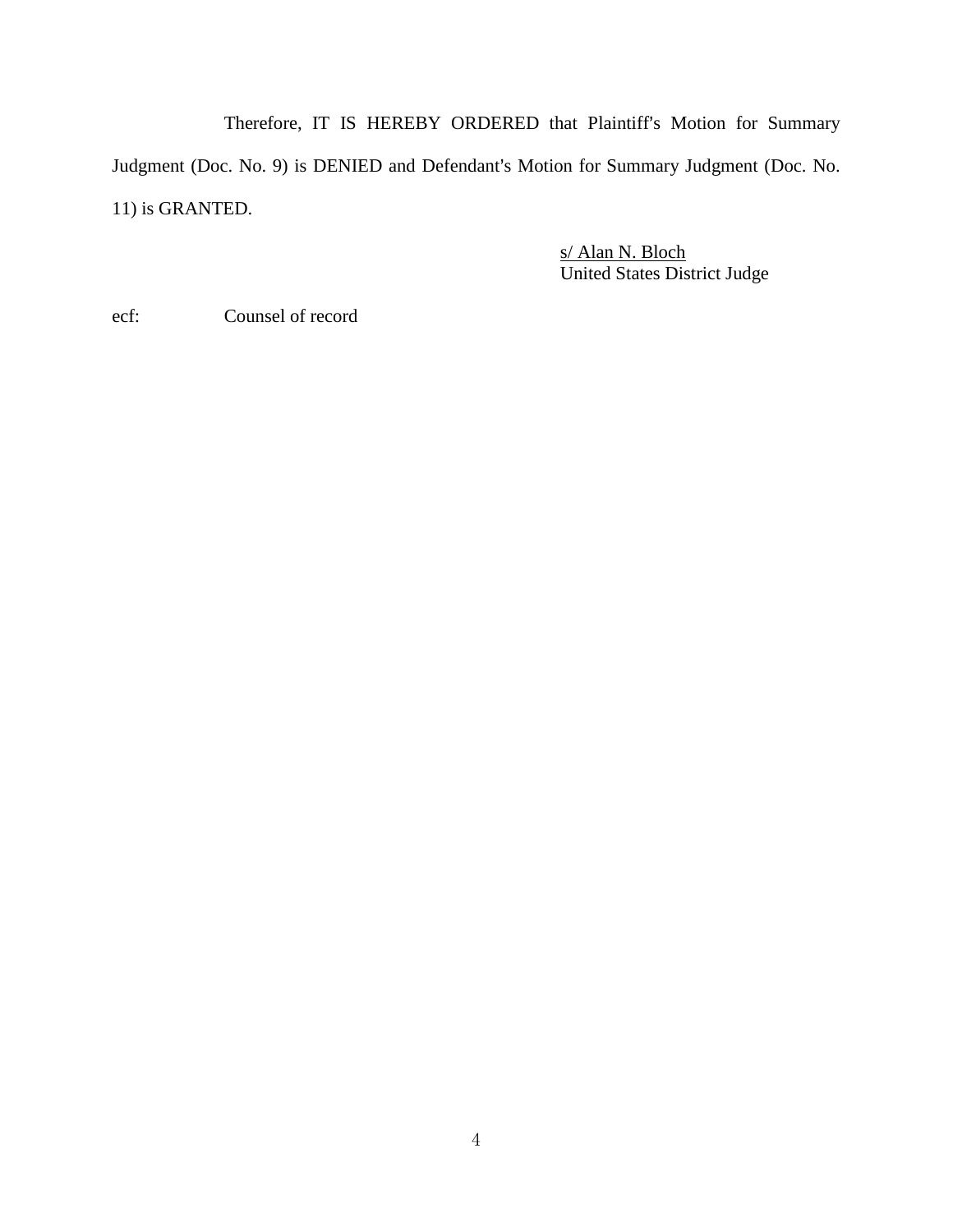Therefore, IT IS HEREBY ORDERED that Plaintiff's Motion for Summary Judgment (Doc. No. 9) is DENIED and Defendant's Motion for Summary Judgment (Doc. No. 11) is GRANTED.

s/ Alan N. Bloch
United States District Judge

ecf: Counsel of record